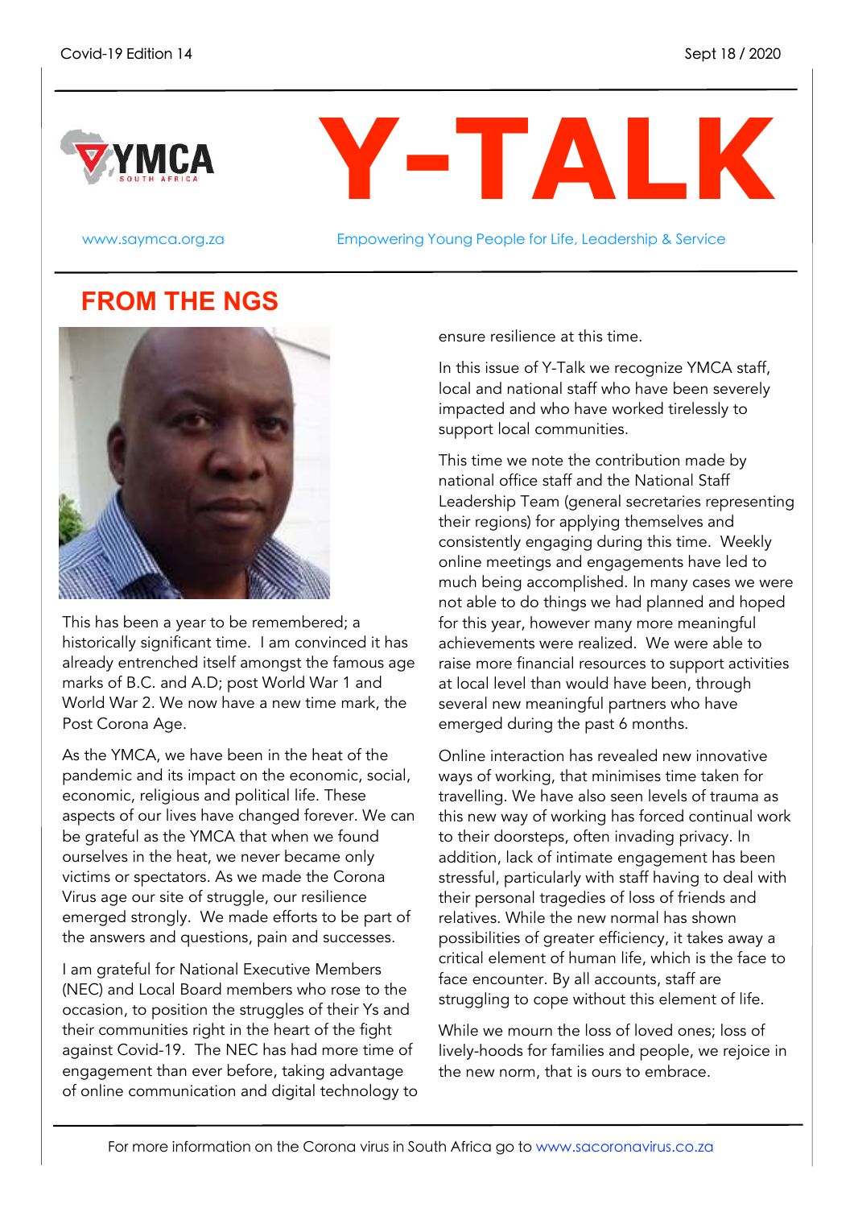Covid-19 Edition 14 | Sept 18 / 2020

# Y-TALK

www.saymca.org.za

Empowering Young People for Life, Leadership & Service

## FROM THE NGS

This has been a year to be remembered; a historically significant time. I am convinced it has already entrenched itself amongst the famous age marks of B.C. and A.D; post World War 1 and World War 2. We now have a new time mark, the Post Corona Age.

As the YMCA, we have been in the heat of the pandemic and its impact on the economic, social, economic, religious and political life. These aspects of our lives have changed forever. We can be grateful as the YMCA that when we found ourselves in the heat, we never became only victims or spectators. As we made the Corona Virus age our site of struggle, our resilience emerged strongly. We made efforts to be part of the answers and questions, pain and successes.

I am grateful for National Executive Members (NEC) and Local Board members who rose to the occasion, to position the struggles of their Ys and their communities right in the heart of the fight against Covid-19. The NEC has had more time of engagement than ever before, taking advantage of online communication and digital technology to ensure resilience at this time.

In this issue of Y-Talk we recognize YMCA staff, local and national staff who have been severely impacted and who have worked tirelessly to support local communities.

This time we note the contribution made by national office staff and the National Staff Leadership Team (general secretaries representing their regions) for applying themselves and consistently engaging during this time. Weekly online meetings and engagements have led to much being accomplished. In many cases we were not able to do things we had planned and hoped for this year, however many more meaningful achievements were realized. We were able to raise more financial resources to support activities at local level than would have been, through several new meaningful partners who have emerged during the past 6 months.

Online interaction has revealed new innovative ways of working, that minimises time taken for travelling. We have also seen levels of trauma as this new way of working has forced continual work to their doorsteps, often invading privacy. In addition, lack of intimate engagement has been stressful, particularly with staff having to deal with their personal tragedies of loss of friends and relatives. While the new normal has shown possibilities of greater efficiency, it takes away a critical element of human life, which is the face to face encounter. By all accounts, staff are struggling to cope without this element of life.

While we mourn the loss of loved ones; loss of lively-hoods for families and people, we rejoice in the new norm, that is ours to embrace.

For more information on the Corona virus in South Africa go to www.sacoronavirus.co.za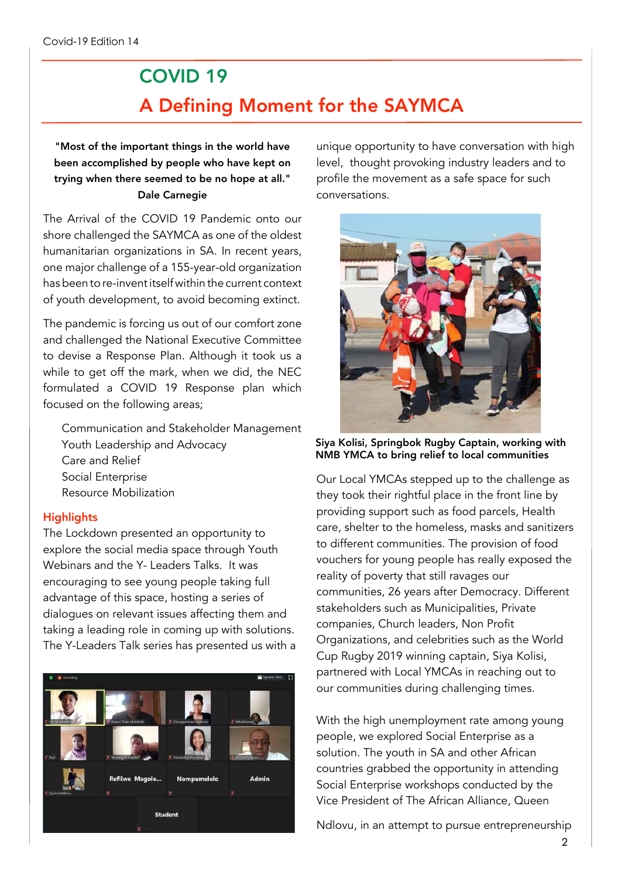# COVID 19

## A Defining Moment for the SAYMCA

**"Most of the important things in the world have been accomplished by people who have kept on trying when there seemed to be no hope at all."**
**Dale Carnegie**

The Arrival of the COVID 19 Pandemic onto our shore challenged the SAYMCA as one of the oldest humanitarian organizations in SA. In recent years, one major challenge of a 155-year-old organization has been to re-invent itself within the current context of youth development, to avoid becoming extinct.

The pandemic is forcing us out of our comfort zone and challenged the National Executive Committee to devise a Response Plan. Although it took us a while to get off the mark, when we did, the NEC formulated a COVID 19 Response plan which focused on the following areas;

- Communication and Stakeholder Management
- Youth Leadership and Advocacy
- Care and Relief
- Social Enterprise
- Resource Mobilization

### Highlights

The Lockdown presented an opportunity to explore the social media space through Youth Webinars and the Y- Leaders Talks. It was encouraging to see young people taking full advantage of this space, hosting a series of dialogues on relevant issues affecting them and taking a leading role in coming up with solutions. The Y-Leaders Talk series has presented us with a unique opportunity to have conversation with high level, thought provoking industry leaders and to profile the movement as a safe space for such conversations.

**Siya Kolisi, Springbok Rugby Captain, working with NMB YMCA to bring relief to local communities**

Our Local YMCAs stepped up to the challenge as they took their rightful place in the front line by providing support such as food parcels, Health care, shelter to the homeless, masks and sanitizers to different communities. The provision of food vouchers for young people has really exposed the reality of poverty that still ravages our communities, 26 years after Democracy. Different stakeholders such as Municipalities, Private companies, Church leaders, Non Profit Organizations, and celebrities such as the World Cup Rugby 2019 winning captain, Siya Kolisi, partnered with Local YMCAs in reaching out to our communities during challenging times.

With the high unemployment rate among young people, we explored Social Enterprise as a solution. The youth in SA and other African countries grabbed the opportunity in attending Social Enterprise workshops conducted by the Vice President of The African Alliance, Queen Ndlovu, in an attempt to pursue entrepreneurship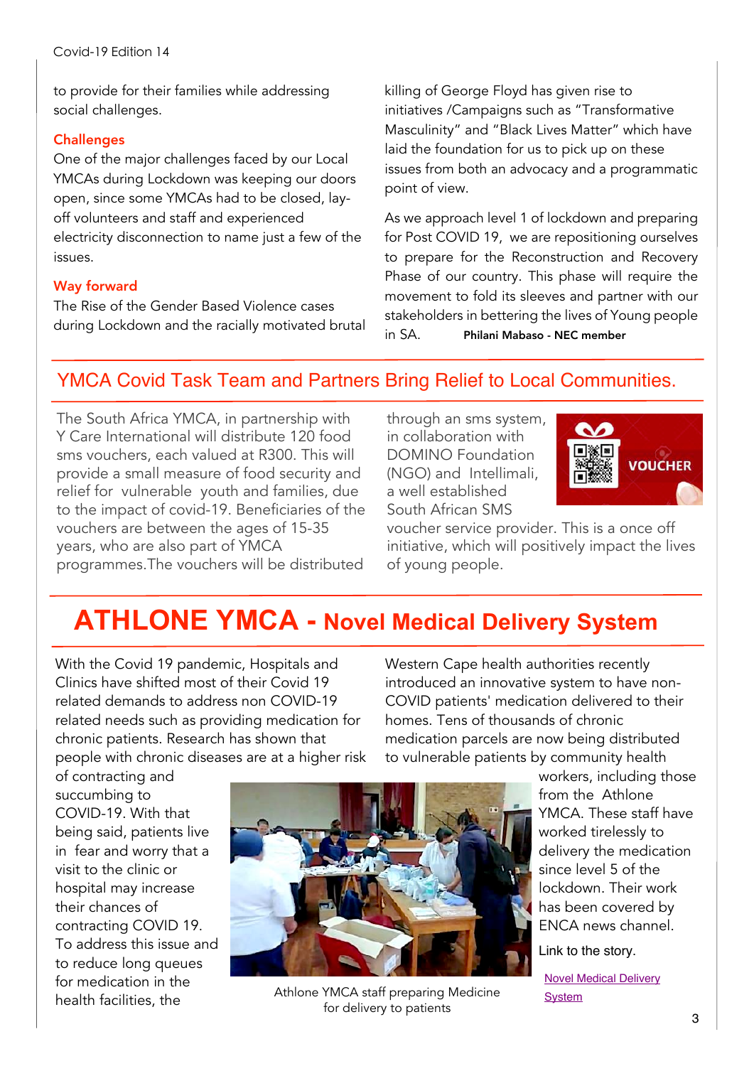to provide for their families while addressing social challenges.

### Challenges

One of the major challenges faced by our Local YMCAs during Lockdown was keeping our doors open, since some YMCAs had to be closed, lay-off volunteers and staff and experienced electricity disconnection to name just a few of the issues.

### Way forward

The Rise of the Gender Based Violence cases during Lockdown and the racially motivated brutal killing of George Floyd has given rise to initiatives /Campaigns such as "Transformative Masculinity" and "Black Lives Matter" which have laid the foundation for us to pick up on these issues from both an advocacy and a programmatic point of view.

As we approach level 1 of lockdown and preparing for Post COVID 19, we are repositioning ourselves to prepare for the Reconstruction and Recovery Phase of our country. This phase will require the movement to fold its sleeves and partner with our stakeholders in bettering the lives of Young people in SA. **Philani Mabaso - NEC member**

## YMCA Covid Task Team and Partners Bring Relief to Local Communities.

The South Africa YMCA, in partnership with Y Care International will distribute 120 food sms vouchers, each valued at R300. This will provide a small measure of food security and relief for vulnerable youth and families, due to the impact of covid-19. Beneficiaries of the vouchers are between the ages of 15-35 years, who are also part of YMCA programmes.The vouchers will be distributed through an sms system, in collaboration with DOMINO Foundation (NGO) and Intellimali, a well established South African SMS voucher service provider. This is a once off initiative, which will positively impact the lives of young people.

## ATHLONE YMCA - Novel Medical Delivery System

With the Covid 19 pandemic, Hospitals and Clinics have shifted most of their Covid 19 related demands to address non COVID-19 related needs such as providing medication for chronic patients. Research has shown that people with chronic diseases are at a higher risk of contracting and succumbing to COVID-19. With that being said, patients live in fear and worry that a visit to the clinic or hospital may increase their chances of contracting COVID 19. To address this issue and to reduce long queues for medication in the health facilities, the Western Cape health authorities recently introduced an innovative system to have non-COVID patients' medication delivered to their homes. Tens of thousands of chronic medication parcels are now being distributed to vulnerable patients by community health workers, including those from the Athlone YMCA. These staff have worked tirelessly to delivery the medication since level 5 of the lockdown. Their work has been covered by ENCA news channel.

Athlone YMCA staff preparing Medicine for delivery to patients

Link to the story.

Novel Medical Delivery System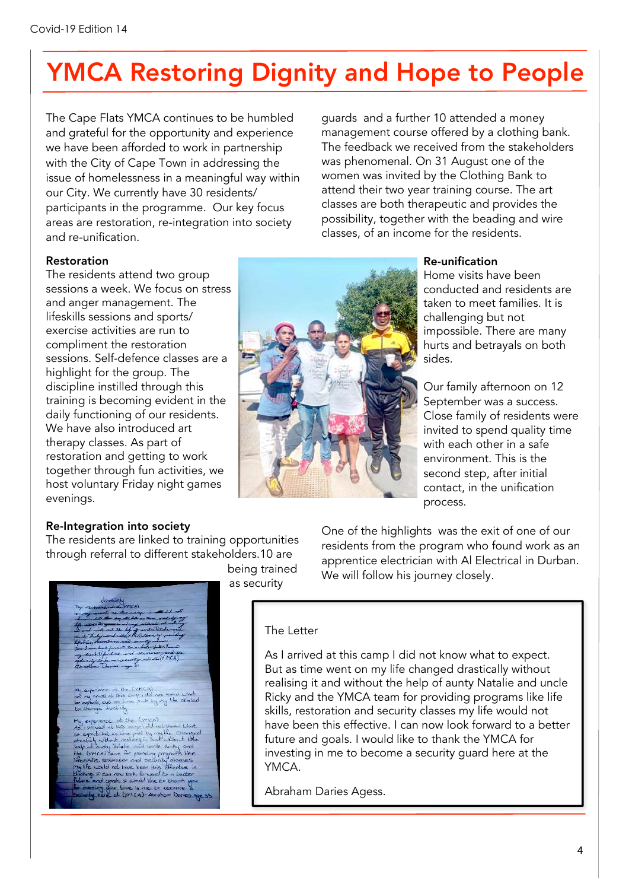# YMCA Restoring Dignity and Hope to People

The Cape Flats YMCA continues to be humbled and grateful for the opportunity and experience we have been afforded to work in partnership with the City of Cape Town in addressing the issue of homelessness in a meaningful way within our City. We currently have 30 residents/ participants in the programme. Our key focus areas are restoration, re-integration into society and re-unification.

### Restoration

The residents attend two group sessions a week. We focus on stress and anger management. The lifeskills sessions and sports/ exercise activities are run to compliment the restoration sessions. Self-defence classes are a highlight for the group. The discipline instilled through this training is becoming evident in the daily functioning of our residents. We have also introduced art therapy classes. As part of restoration and getting to work together through fun activities, we host voluntary Friday night games evenings.

### Re-Integration into society

The residents are linked to training opportunities through referral to different stakeholders.10 are being trained as security guards and a further 10 attended a money management course offered by a clothing bank. The feedback we received from the stakeholders was phenomenal. On 31 August one of the women was invited by the Clothing Bank to attend their two year training course. The art classes are both therapeutic and provides the possibility, together with the beading and wire classes, of an income for the residents.

### Re-unification

Home visits have been conducted and residents are taken to meet families. It is challenging but not impossible. There are many hurts and betrayals on both sides.

Our family afternoon on 12 September was a success. Close family of residents were invited to spend quality time with each other in a safe environment. This is the second step, after initial contact, in the unification process.

One of the highlights was the exit of one of our residents from the program who found work as an apprentice electrician with Al Electrical in Durban. We will follow his journey closely.

The Letter

As I arrived at this camp I did not know what to expect. But as time went on my life changed drastically without realising it and without the help of aunty Natalie and uncle Ricky and the YMCA team for providing programs like life skills, restoration and security classes my life would not have been this effective. I can now look forward to a better future and goals. I would like to thank the YMCA for investing in me to become a security guard here at the YMCA.

Abraham Daries Agess.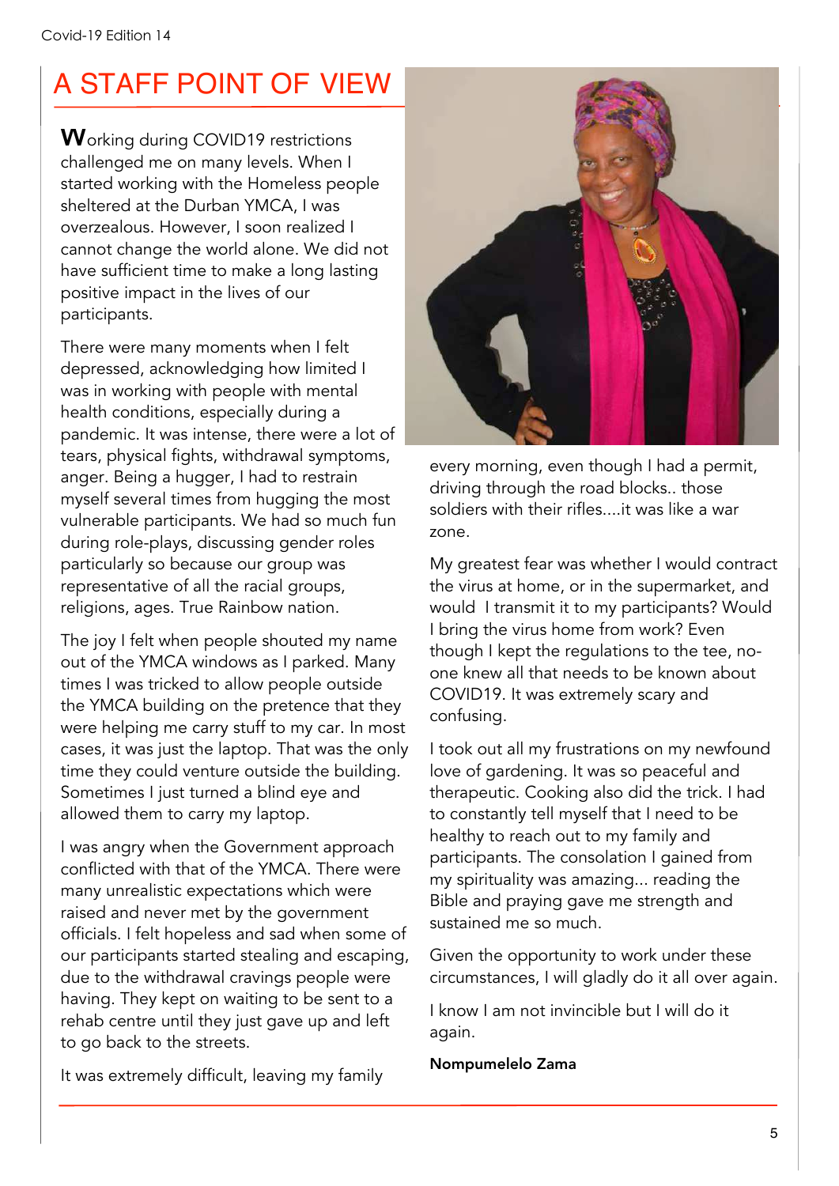# A STAFF POINT OF VIEW

Working during COVID19 restrictions challenged me on many levels. When I started working with the Homeless people sheltered at the Durban YMCA, I was overzealous. However, I soon realized I cannot change the world alone. We did not have sufficient time to make a long lasting positive impact in the lives of our participants.

There were many moments when I felt depressed, acknowledging how limited I was in working with people with mental health conditions, especially during a pandemic. It was intense, there were a lot of tears, physical fights, withdrawal symptoms, anger. Being a hugger, I had to restrain myself several times from hugging the most vulnerable participants. We had so much fun during role-plays, discussing gender roles particularly so because our group was representative of all the racial groups, religions, ages. True Rainbow nation.

The joy I felt when people shouted my name out of the YMCA windows as I parked. Many times I was tricked to allow people outside the YMCA building on the pretence that they were helping me carry stuff to my car. In most cases, it was just the laptop. That was the only time they could venture outside the building. Sometimes I just turned a blind eye and allowed them to carry my laptop.

I was angry when the Government approach conflicted with that of the YMCA. There were many unrealistic expectations which were raised and never met by the government officials. I felt hopeless and sad when some of our participants started stealing and escaping, due to the withdrawal cravings people were having. They kept on waiting to be sent to a rehab centre until they just gave up and left to go back to the streets.

It was extremely difficult, leaving my family every morning, even though I had a permit, driving through the road blocks.. those soldiers with their rifles....it was like a war zone.

My greatest fear was whether I would contract the virus at home, or in the supermarket, and would I transmit it to my participants? Would I bring the virus home from work? Even though I kept the regulations to the tee, no-one knew all that needs to be known about COVID19. It was extremely scary and confusing.

I took out all my frustrations on my newfound love of gardening. It was so peaceful and therapeutic. Cooking also did the trick. I had to constantly tell myself that I need to be healthy to reach out to my family and participants. The consolation I gained from my spirituality was amazing... reading the Bible and praying gave me strength and sustained me so much.

Given the opportunity to work under these circumstances, I will gladly do it all over again.

I know I am not invincible but I will do it again.

**Nompumelelo Zama**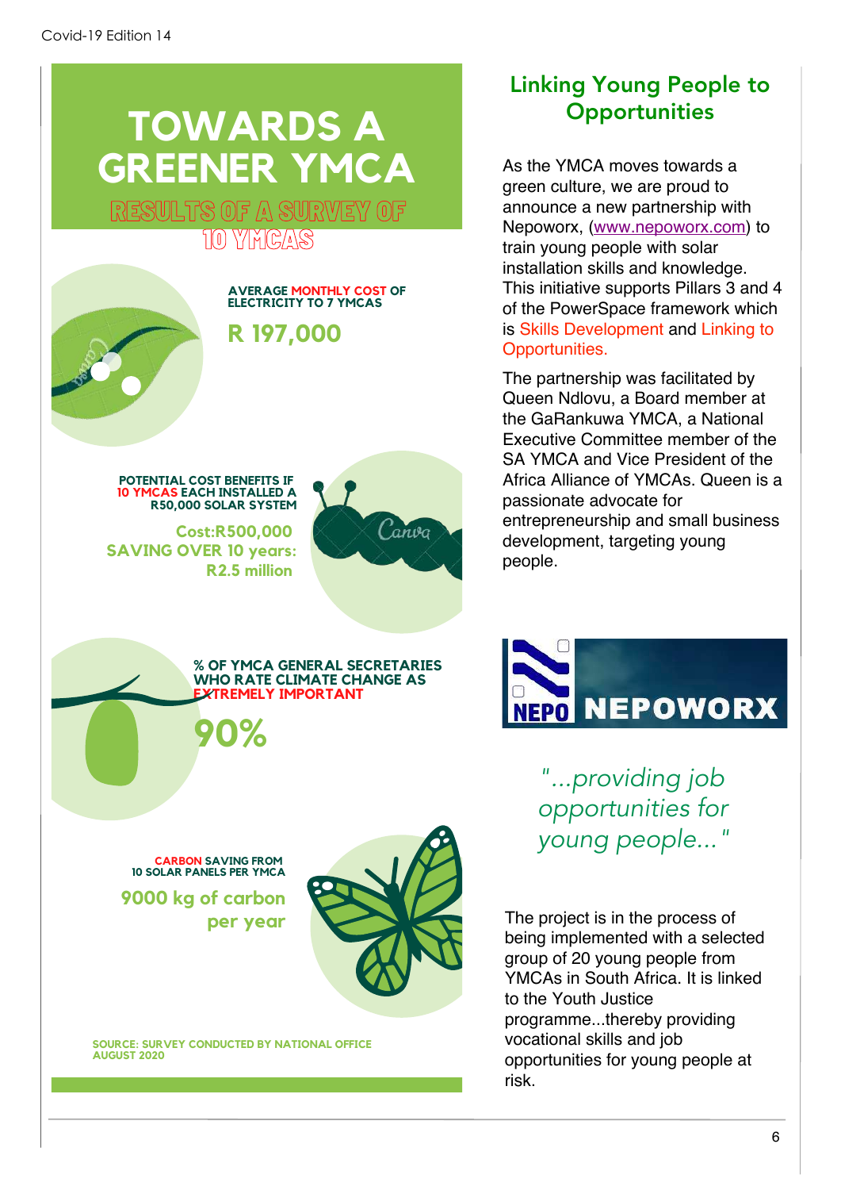# TOWARDS A GREENER YMCA

## RESULTS OF A SURVEY OF 10 YMCAS

**AVERAGE MONTHLY COST OF ELECTRICITY TO 7 YMCAS**

**R 197,000**

**POTENTIAL COST BENEFITS IF 10 YMCAS EACH INSTALLED A R50,000 SOLAR SYSTEM**

**Cost:R500,000**
**SAVING OVER 10 years: R2.5 million**

**% OF YMCA GENERAL SECRETARIES WHO RATE CLIMATE CHANGE AS EXTREMELY IMPORTANT**

**90%**

**CARBON SAVING FROM 10 SOLAR PANELS PER YMCA**

**9000 kg of carbon per year**

SOURCE: SURVEY CONDUCTED BY NATIONAL OFFICE AUGUST 2020

## Linking Young People to Opportunities

As the YMCA moves towards a green culture, we are proud to announce a new partnership with Nepoworx, (www.nepoworx.com) to train young people with solar installation skills and knowledge. This initiative supports Pillars 3 and 4 of the PowerSpace framework which is Skills Development and Linking to Opportunities.

The partnership was facilitated by Queen Ndlovu, a Board member at the GaRankuwa YMCA, a National Executive Committee member of the SA YMCA and Vice President of the Africa Alliance of YMCAs. Queen is a passionate advocate for entrepreneurship and small business development, targeting young people.

NEPO NEPOWORX

*"...providing job opportunities for young people..."*

The project is in the process of being implemented with a selected group of 20 young people from YMCAs in South Africa. It is linked to the Youth Justice programme...thereby providing vocational skills and job opportunities for young people at risk.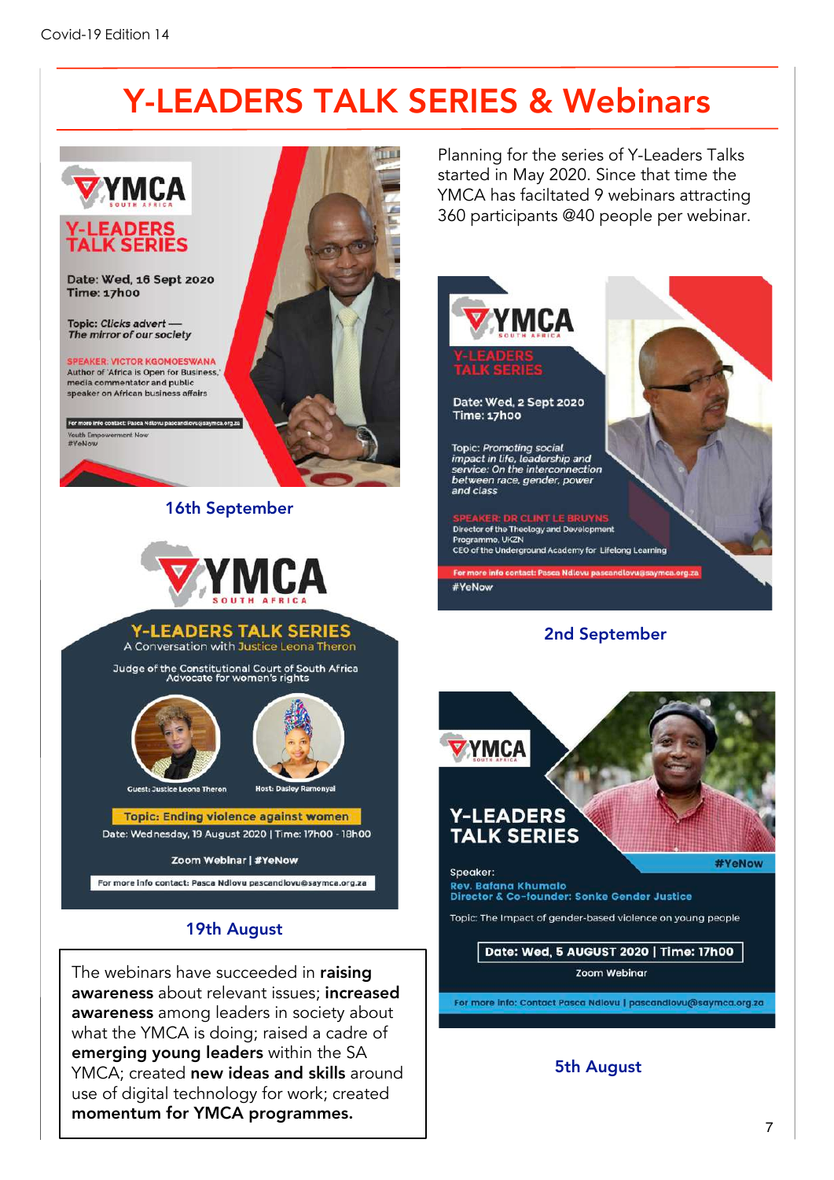# Y-LEADERS TALK SERIES & Webinars

Planning for the series of Y-Leaders Talks started in May 2020. Since that time the YMCA has faciltated 9 webinars attracting 360 participants @40 people per webinar.

**YMCA SOUTH AFRICA**
**Y-LEADERS TALK SERIES**

Date: Wed, 16 Sept 2020
Time: 17h00

Topic: *Clicks advert — The mirror of our society*

SPEAKER: VICTOR KGOMOESWANA
Author of 'Africa is Open for Business,' media commentator and public speaker on African business affairs

For more info contact: Pasca Ndlovu pascandlovu@saymca.org.za
Youth Empowerment Now
#YeNow

16th September

**YMCA SOUTH AFRICA**
**Y-LEADERS TALK SERIES**

Date: Wed, 2 Sept 2020
Time: 17h00

Topic: *Promoting social impact in life, leadership and service: On the interconnection between race, gender, power and class*

SPEAKER: DR CLINT LE BRUYNS
Director of the Theology and Development Programme, UKZN
CEO of the Underground Academy for Lifelong Learning

For more info contact: Pasca Ndlovu pascandlovu@saymca.org.za
#YeNow

2nd September

**YMCA SOUTH AFRICA**
**Y-LEADERS TALK SERIES**
A Conversation with Justice Leona Theron

Judge of the Constitutional Court of South Africa
Advocate for women's rights

Guest: Justice Leona Theron — Host: Dasley Ramonyai

Topic: Ending violence against women
Date: Wednesday, 19 August 2020 | Time: 17h00 - 18h00

Zoom Webinar | #YeNow

For more info contact: Pasca Ndlovu pascandlovu@saymca.org.za

19th August

**YMCA SOUTH AFRICA**
**Y-LEADERS TALK SERIES**

#YeNow

Speaker:
Rev. Bafana Khumalo
Director & Co-founder: Sonke Gender Justice

Topic: The Impact of gender-based violence on young people

Date: Wed, 5 AUGUST 2020 | Time: 17h00
Zoom Webinar

For more info: Contact Pasca Ndlovu | pascandlovu@saymca.org.za

5th August

The webinars have succeeded in **raising awareness** about relevant issues; **increased awareness** among leaders in society about what the YMCA is doing; raised a cadre of **emerging young leaders** within the SA YMCA; created **new ideas and skills** around use of digital technology for work; created **momentum for YMCA programmes.**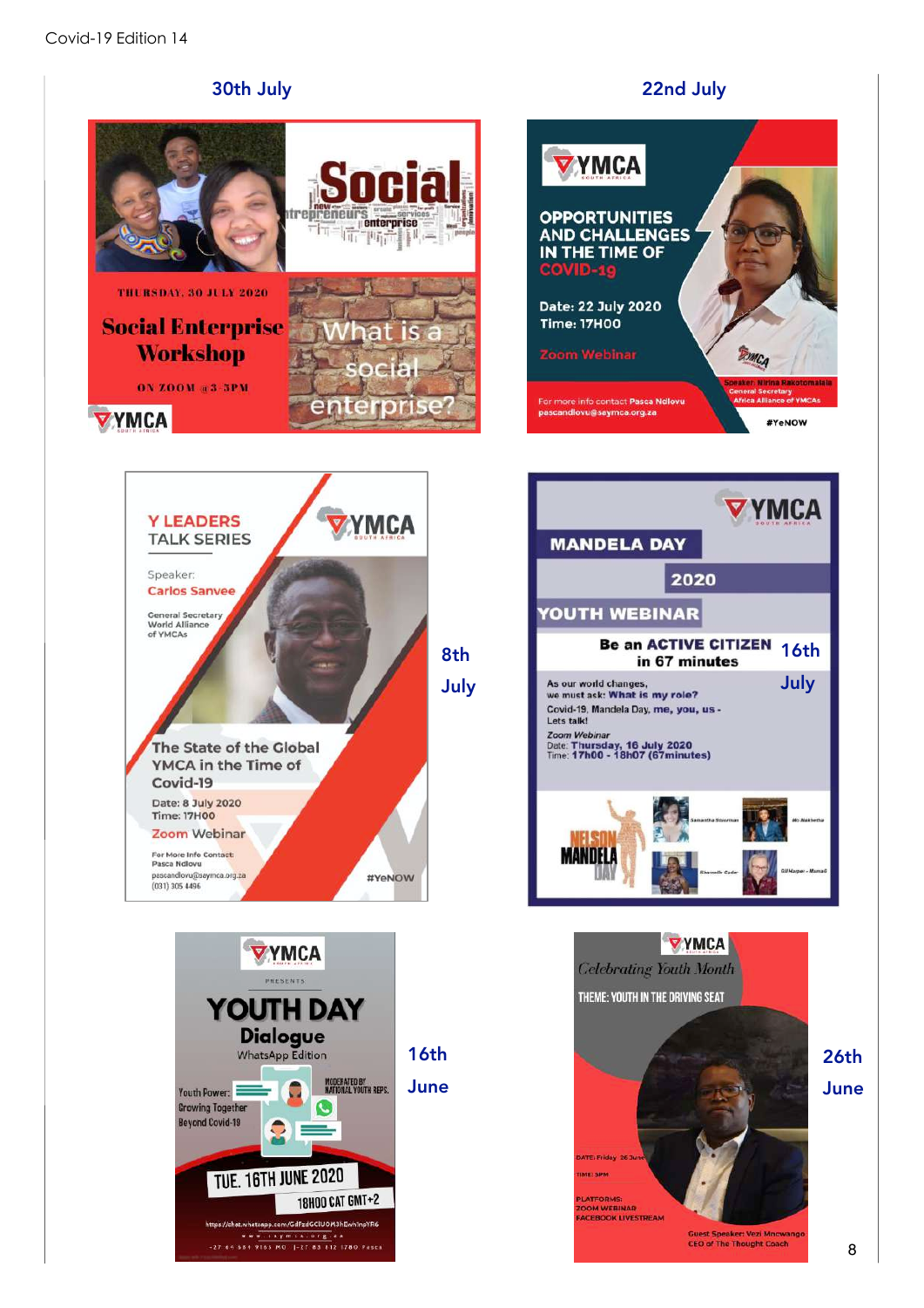30th July

THURSDAY, 30 JULY 2020

Social Enterprise Workshop

ON ZOOM @3-5PM

What is a social enterprise?

22nd July

OPPORTUNITIES AND CHALLENGES IN THE TIME OF COVID-19

Date: 22 July 2020
Time: 17H00

Zoom Webinar

For more info contact Pasca Ndlovu pascandlovu@seymca.org.za

Speaker: Nirina Rakotomalala
General Secretary
Africa Alliance of YMCAs

#YeNOW

8th July

Y LEADERS TALK SERIES

Speaker: Carlos Sanvee
General Secretary
World Alliance of YMCAs

The State of the Global YMCA in the Time of Covid-19

Date: 8 July 2020
Time: 17H00
Zoom Webinar

For More Info Contact:
Pasca Ndlovu
pascandlovu@seymca.org.za
(031) 305 4456

#YeNOW

16th July

MANDELA DAY 2020 YOUTH WEBINAR

Be an ACTIVE CITIZEN in 67 minutes

As our world changes, we must ask: What is my role?
Covid-19, Mandela Day, me, you, us - Lets talk!

Zoom Webinar
Date: Thursday, 16 July 2020
Time: 17h00 - 18h07 (67minutes)

16th June

YMCA PRESENTS

YOUTH DAY Dialogue
WhatsApp Edition

Youth Power: Growing Together Beyond Covid-19

MODERATED BY NATIONAL YOUTH REPS.

TUE. 16TH JUNE 2020
18H00 CAT GMT+2

26th June

Celebrating Youth Month

THEME: YOUTH IN THE DRIVING SEAT

DATE: Friday 26 June
TIME: 5PM

PLATFORMS:
ZOOM WEBINAR
FACEBOOK LIVESTREAM

Guest Speaker: Vezi Mncwango
CEO of The Thought Coach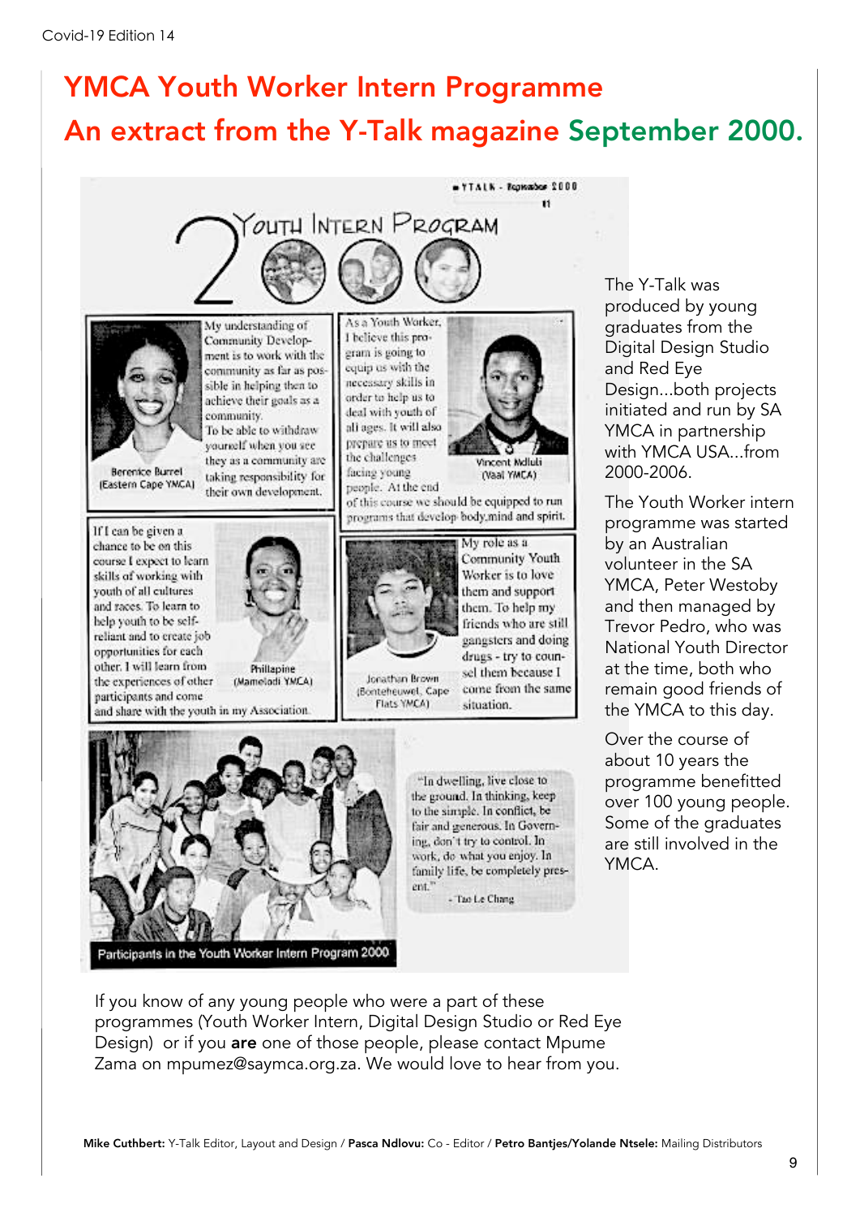# YMCA Youth Worker Intern Programme

## An extract from the Y-Talk magazine September 2000.

YTALK - September 2000

## Youth Intern Program

My understanding of Community Development is to work with the community as far as possible in helping them to achieve their goals as a community. To be able to withdraw yourself when you see they as a community are taking responsibility for their own development.

Berenice Burrel (Eastern Cape YMCA)

As a Youth Worker, I believe this program is going to equip us with the necessary skills in order to help us to deal with youth of all ages. It will also prepare us to meet the challenges facing young people. At the end of this course we should be equipped to run programs that develop body,mind and spirit.

Vincent Ndluli (Vaal YMCA)

If I can be given a chance to be on this course I expect to learn skills of working with youth of all cultures and races. To learn to help youth to be self-reliant and to create job opportunities for each other. I will learn from the experiences of other participants and come and share with the youth in my Association.

Phillapine (Mamelodi YMCA)

My role as a Community Youth Worker is to love them and support them. To help my friends who are still gangsters and doing drugs - try to counsel them because I come from the same situation.

Jonathan Brown (Bonteheuwel, Cape Flats YMCA)

"In dwelling, live close to the ground. In thinking, keep to the simple. In conflict, be fair and generous. In Governing, don't try to control. In work, do what you enjoy. In family life, be completely present."
- Tao Le Chang

Participants in the Youth Worker Intern Program 2000

The Y-Talk was produced by young graduates from the Digital Design Studio and Red Eye Design...both projects initiated and run by SA YMCA in partnership with YMCA USA...from 2000-2006.

The Youth Worker intern programme was started by an Australian volunteer in the SA YMCA, Peter Westoby and then managed by Trevor Pedro, who was National Youth Director at the time, both who remain good friends of the YMCA to this day.

Over the course of about 10 years the programme benefitted over 100 young people. Some of the graduates are still involved in the YMCA.

If you know of any young people who were a part of these programmes (Youth Worker Intern, Digital Design Studio or Red Eye Design) or if you **are** one of those people, please contact Mpume Zama on mpumez@saymca.org.za. We would love to hear from you.

**Mike Cuthbert:** Y-Talk Editor, Layout and Design / **Pasca Ndlovu:** Co - Editor / **Petro Bantjes/Yolande Ntsele:** Mailing Distributors